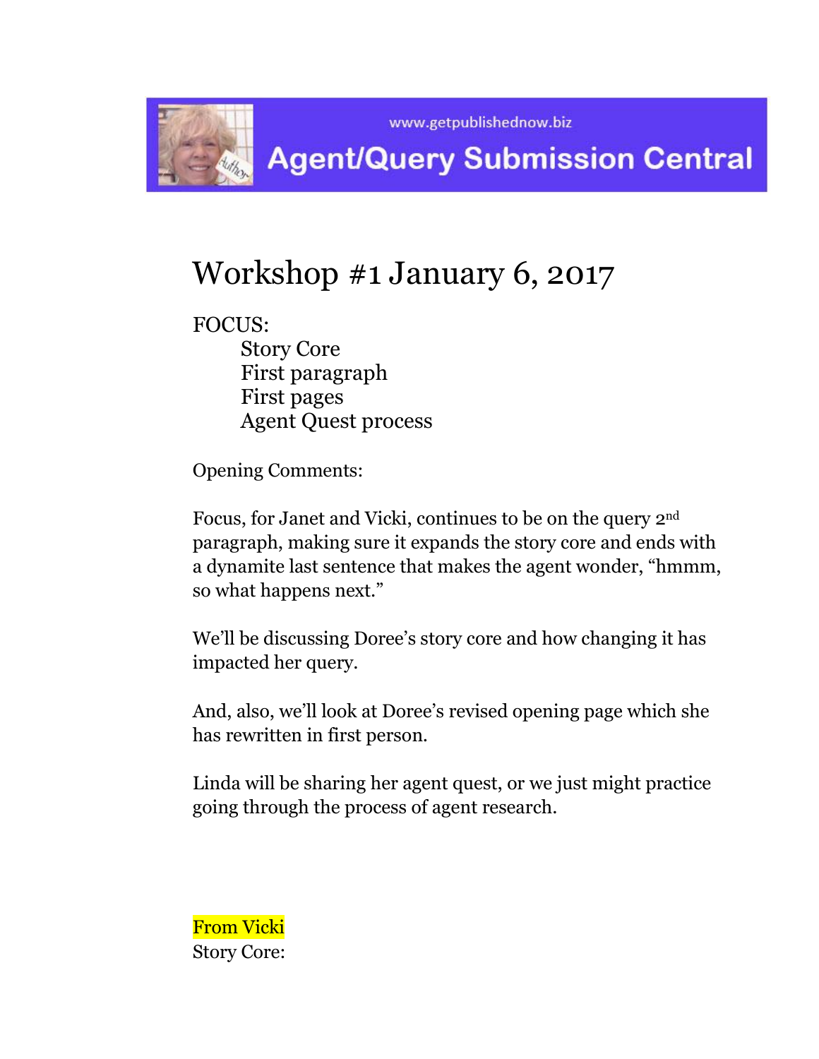www.getpublishednow.biz

# Agent/Query Submission Central

## Workshop #1 January 6, 2017

FOCUS:

- Story Core
- First paragraph
- First pages
- Agent Quest process

Opening Comments:

Focus, for Janet and Vicki, continues to be on the query 2nd paragraph, making sure it expands the story core and ends with a dynamite last sentence that makes the agent wonder, "hmmm, so what happens next."

We'll be discussing Doree's story core and how changing it has impacted her query.

And, also, we'll look at Doree's revised opening page which she has rewritten in first person.

Linda will be sharing her agent quest, or we just might practice going through the process of agent research.

From Vicki

Story Core: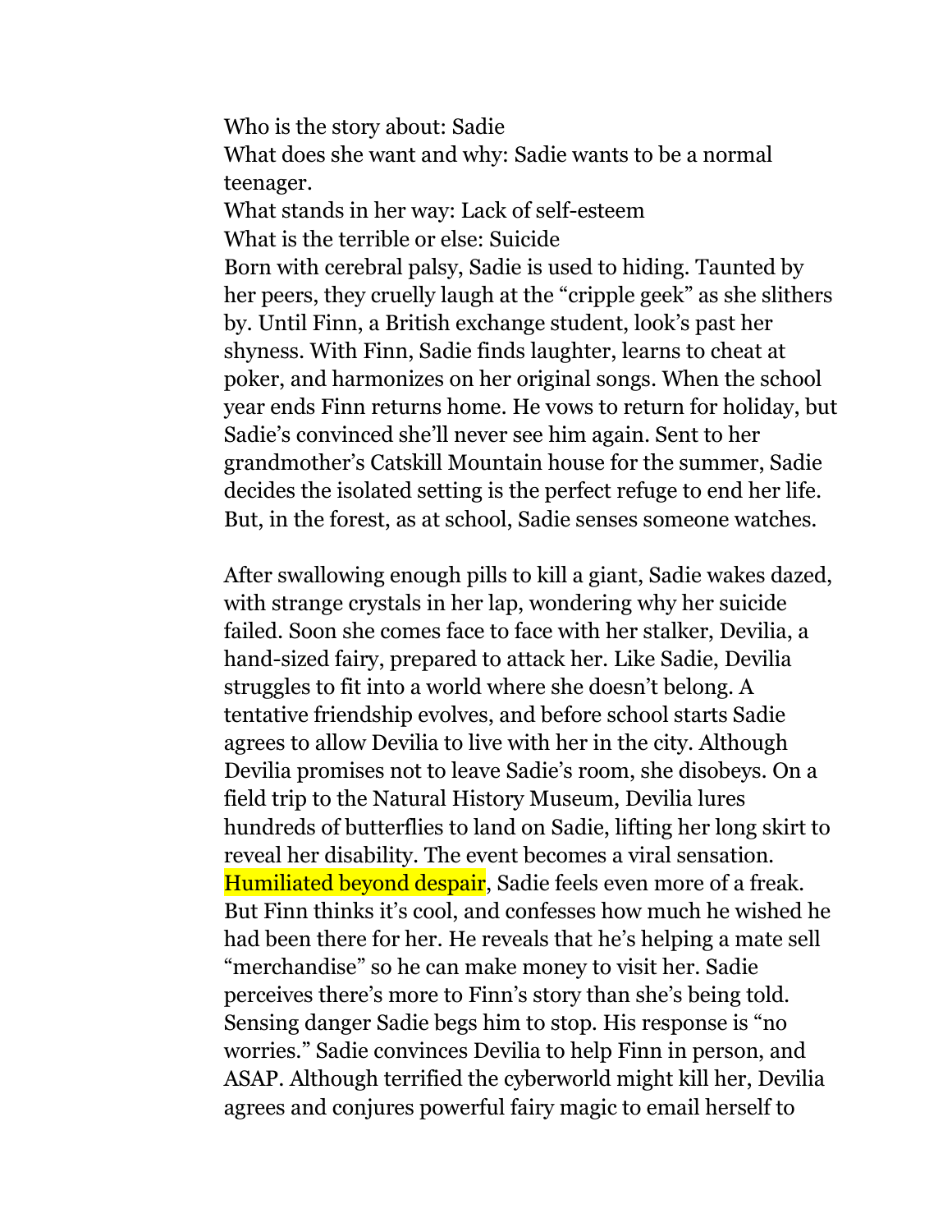Who is the story about: Sadie  
What does she want and why: Sadie wants to be a normal teenager.  
What stands in her way: Lack of self-esteem  
What is the terrible or else: Suicide  
Born with cerebral palsy, Sadie is used to hiding. Taunted by her peers, they cruelly laugh at the "cripple geek" as she slithers by. Until Finn, a British exchange student, look's past her shyness. With Finn, Sadie finds laughter, learns to cheat at poker, and harmonizes on her original songs. When the school year ends Finn returns home. He vows to return for holiday, but Sadie's convinced she'll never see him again. Sent to her grandmother's Catskill Mountain house for the summer, Sadie decides the isolated setting is the perfect refuge to end her life. But, in the forest, as at school, Sadie senses someone watches.

After swallowing enough pills to kill a giant, Sadie wakes dazed, with strange crystals in her lap, wondering why her suicide failed. Soon she comes face to face with her stalker, Devilia, a hand-sized fairy, prepared to attack her. Like Sadie, Devilia struggles to fit into a world where she doesn't belong. A tentative friendship evolves, and before school starts Sadie agrees to allow Devilia to live with her in the city. Although Devilia promises not to leave Sadie's room, she disobeys. On a field trip to the Natural History Museum, Devilia lures hundreds of butterflies to land on Sadie, lifting her long skirt to reveal her disability. The event becomes a viral sensation. Humiliated beyond despair, Sadie feels even more of a freak. But Finn thinks it's cool, and confesses how much he wished he had been there for her. He reveals that he's helping a mate sell "merchandise" so he can make money to visit her. Sadie perceives there's more to Finn's story than she's being told. Sensing danger Sadie begs him to stop. His response is "no worries." Sadie convinces Devilia to help Finn in person, and ASAP. Although terrified the cyberworld might kill her, Devilia agrees and conjures powerful fairy magic to email herself to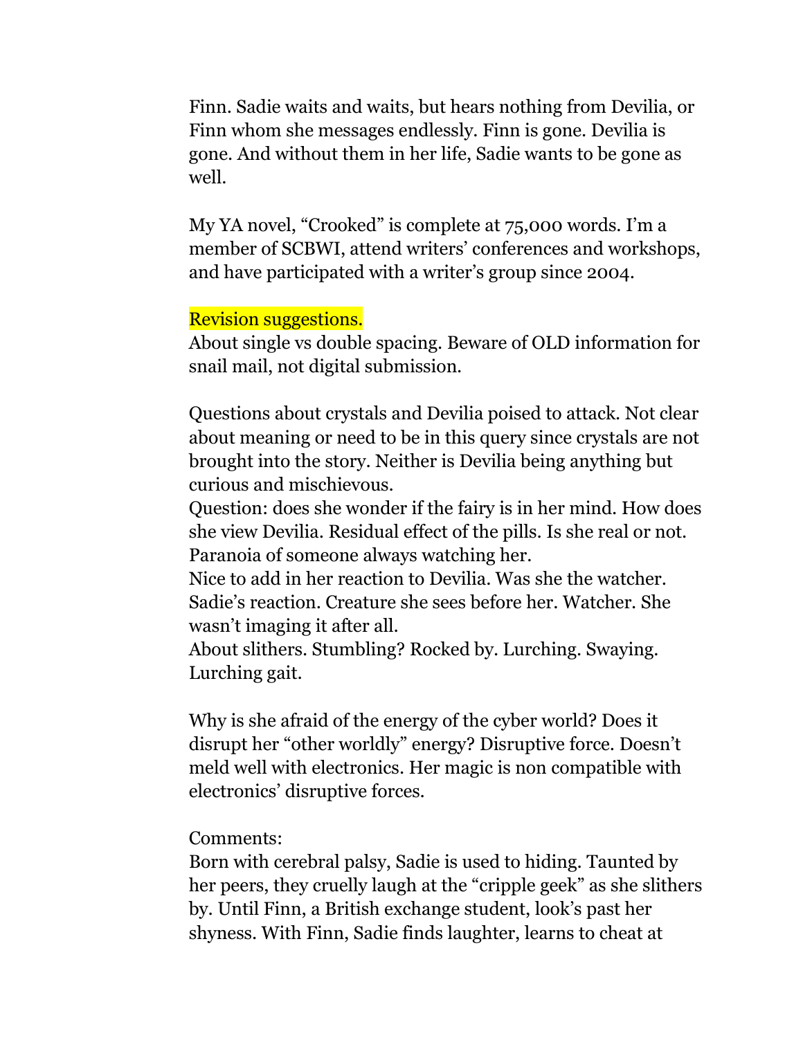Finn. Sadie waits and waits, but hears nothing from Devilia, or Finn whom she messages endlessly. Finn is gone. Devilia is gone. And without them in her life, Sadie wants to be gone as well.

My YA novel, "Crooked" is complete at 75,000 words. I'm a member of SCBWI, attend writers' conferences and workshops, and have participated with a writer's group since 2004.

Revision suggestions.
About single vs double spacing. Beware of OLD information for snail mail, not digital submission.

Questions about crystals and Devilia poised to attack. Not clear about meaning or need to be in this query since crystals are not brought into the story. Neither is Devilia being anything but curious and mischievous.
Question: does she wonder if the fairy is in her mind. How does she view Devilia. Residual effect of the pills. Is she real or not. Paranoia of someone always watching her.
Nice to add in her reaction to Devilia. Was she the watcher. Sadie's reaction. Creature she sees before her. Watcher. She wasn't imaging it after all.
About slithers. Stumbling? Rocked by. Lurching. Swaying. Lurching gait.

Why is she afraid of the energy of the cyber world? Does it disrupt her "other worldly" energy? Disruptive force. Doesn't meld well with electronics. Her magic is non compatible with electronics' disruptive forces.

Comments:
Born with cerebral palsy, Sadie is used to hiding. Taunted by her peers, they cruelly laugh at the "cripple geek" as she slithers by. Until Finn, a British exchange student, look's past her shyness. With Finn, Sadie finds laughter, learns to cheat at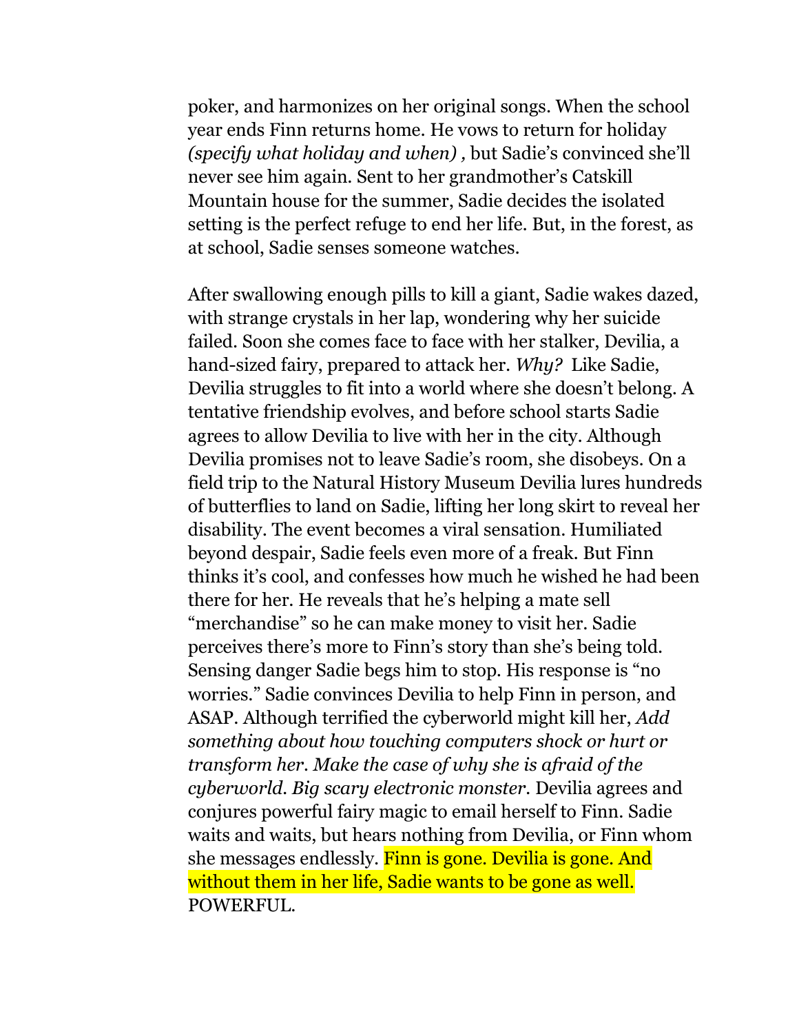poker, and harmonizes on her original songs. When the school year ends Finn returns home. He vows to return for holiday *(specify what holiday and when) ,* but Sadie's convinced she'll never see him again. Sent to her grandmother's Catskill Mountain house for the summer, Sadie decides the isolated setting is the perfect refuge to end her life. But, in the forest, as at school, Sadie senses someone watches.

After swallowing enough pills to kill a giant, Sadie wakes dazed, with strange crystals in her lap, wondering why her suicide failed. Soon she comes face to face with her stalker, Devilia, a hand-sized fairy, prepared to attack her. *Why?* Like Sadie, Devilia struggles to fit into a world where she doesn't belong. A tentative friendship evolves, and before school starts Sadie agrees to allow Devilia to live with her in the city. Although Devilia promises not to leave Sadie's room, she disobeys. On a field trip to the Natural History Museum Devilia lures hundreds of butterflies to land on Sadie, lifting her long skirt to reveal her disability. The event becomes a viral sensation. Humiliated beyond despair, Sadie feels even more of a freak. But Finn thinks it's cool, and confesses how much he wished he had been there for her. He reveals that he's helping a mate sell "merchandise" so he can make money to visit her. Sadie perceives there's more to Finn's story than she's being told. Sensing danger Sadie begs him to stop. His response is "no worries." Sadie convinces Devilia to help Finn in person, and ASAP. Although terrified the cyberworld might kill her, *Add something about how touching computers shock or hurt or transform her. Make the case of why she is afraid of the cyberworld. Big scary electronic monster.* Devilia agrees and conjures powerful fairy magic to email herself to Finn. Sadie waits and waits, but hears nothing from Devilia, or Finn whom she messages endlessly. Finn is gone. Devilia is gone. And without them in her life, Sadie wants to be gone as well. POWERFUL.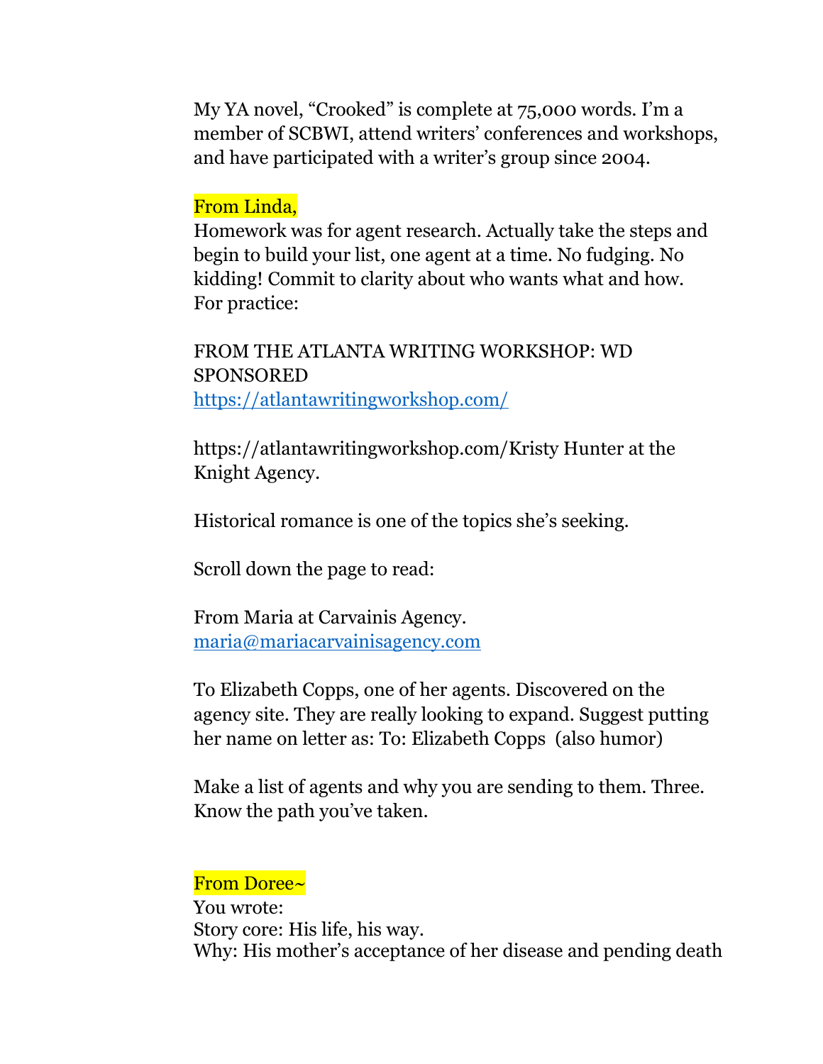My YA novel, "Crooked" is complete at 75,000 words. I'm a member of SCBWI, attend writers' conferences and workshops, and have participated with a writer's group since 2004.

From Linda,

Homework was for agent research. Actually take the steps and begin to build your list, one agent at a time. No fudging. No kidding! Commit to clarity about who wants what and how. For practice:

FROM THE ATLANTA WRITING WORKSHOP: WD SPONSORED
https://atlantawritingworkshop.com/

https://atlantawritingworkshop.com/Kristy Hunter at the Knight Agency.

Historical romance is one of the topics she's seeking.

Scroll down the page to read:

From Maria at Carvainis Agency.
maria@mariacarvainisagency.com

To Elizabeth Copps, one of her agents. Discovered on the agency site. They are really looking to expand. Suggest putting her name on letter as: To: Elizabeth Copps (also humor)

Make a list of agents and why you are sending to them. Three. Know the path you've taken.

From Doree~

You wrote:
Story core: His life, his way.
Why: His mother's acceptance of her disease and pending death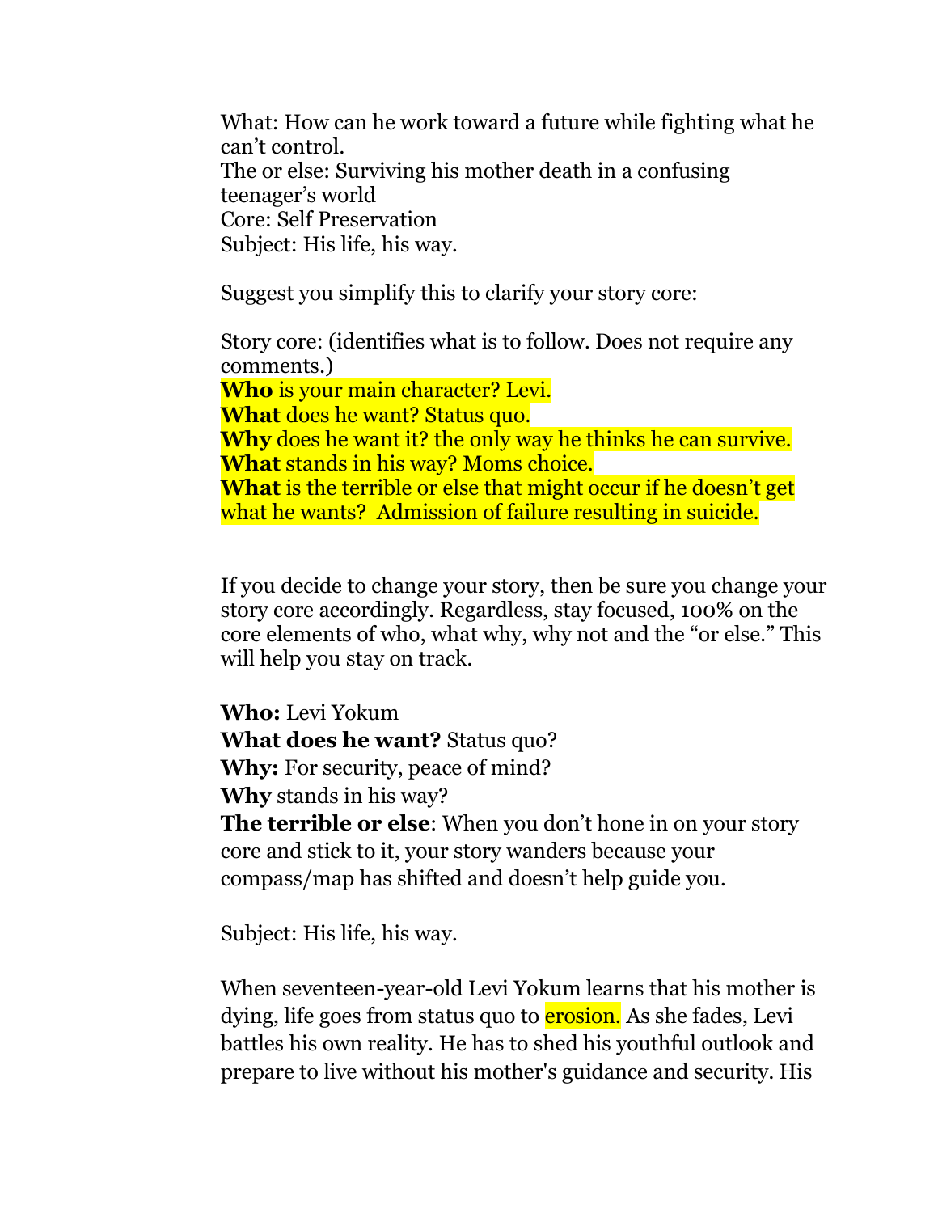What: How can he work toward a future while fighting what he can't control.
The or else: Surviving his mother death in a confusing teenager's world
Core: Self Preservation
Subject: His life, his way.

Suggest you simplify this to clarify your story core:

Story core: (identifies what is to follow. Does not require any comments.)
**Who** is your main character? Levi.
**What** does he want? Status quo.
**Why** does he want it? the only way he thinks he can survive.
**What** stands in his way? Moms choice.
**What** is the terrible or else that might occur if he doesn't get what he wants? Admission of failure resulting in suicide.

If you decide to change your story, then be sure you change your story core accordingly. Regardless, stay focused, 100% on the core elements of who, what why, why not and the "or else." This will help you stay on track.

**Who:** Levi Yokum
**What does he want?** Status quo?
**Why:** For security, peace of mind?
**Why** stands in his way?
**The terrible or else**: When you don't hone in on your story core and stick to it, your story wanders because your compass/map has shifted and doesn't help guide you.

Subject: His life, his way.

When seventeen-year-old Levi Yokum learns that his mother is dying, life goes from status quo to erosion. As she fades, Levi battles his own reality. He has to shed his youthful outlook and prepare to live without his mother's guidance and security. His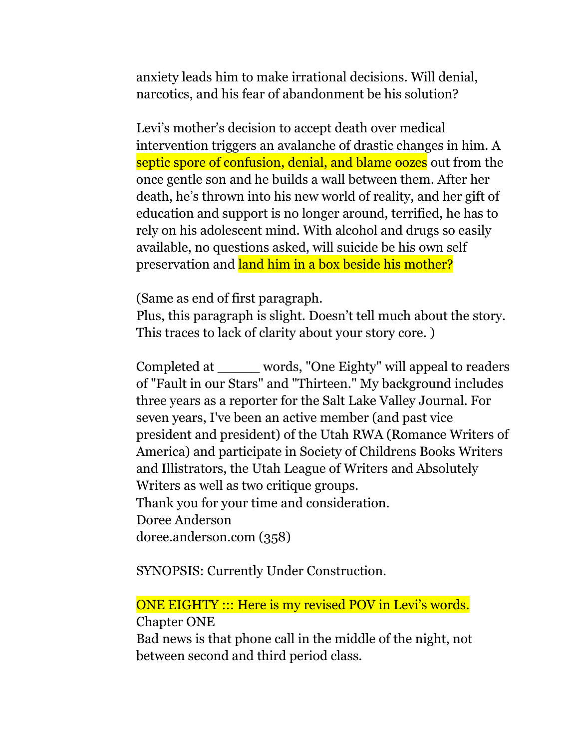anxiety leads him to make irrational decisions. Will denial, narcotics, and his fear of abandonment be his solution?

Levi's mother's decision to accept death over medical intervention triggers an avalanche of drastic changes in him. A septic spore of confusion, denial, and blame oozes out from the once gentle son and he builds a wall between them. After her death, he's thrown into his new world of reality, and her gift of education and support is no longer around, terrified, he has to rely on his adolescent mind. With alcohol and drugs so easily available, no questions asked, will suicide be his own self preservation and land him in a box beside his mother?

(Same as end of first paragraph.
Plus, this paragraph is slight. Doesn't tell much about the story. This traces to lack of clarity about your story core. )

Completed at _____ words, "One Eighty" will appeal to readers of "Fault in our Stars" and "Thirteen." My background includes three years as a reporter for the Salt Lake Valley Journal. For seven years, I've been an active member (and past vice president and president) of the Utah RWA (Romance Writers of America) and participate in Society of Childrens Books Writers and Illistrators, the Utah League of Writers and Absolutely Writers as well as two critique groups.
Thank you for your time and consideration.
Doree Anderson
doree.anderson.com (358)

SYNOPSIS: Currently Under Construction.

ONE EIGHTY ::: Here is my revised POV in Levi's words.
Chapter ONE
Bad news is that phone call in the middle of the night, not between second and third period class.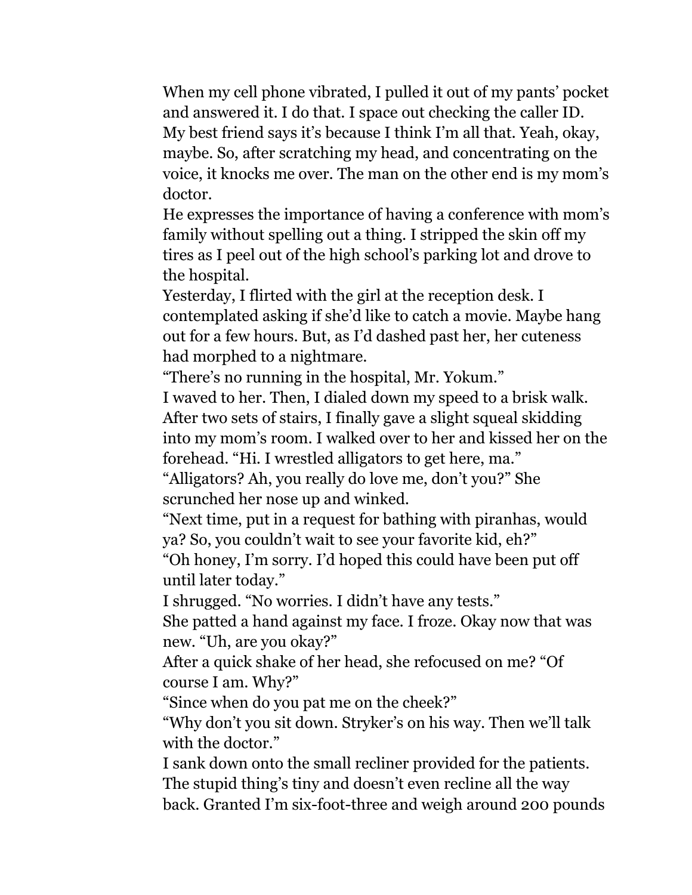When my cell phone vibrated, I pulled it out of my pants' pocket and answered it. I do that. I space out checking the caller ID. My best friend says it's because I think I'm all that. Yeah, okay, maybe. So, after scratching my head, and concentrating on the voice, it knocks me over. The man on the other end is my mom's doctor.

He expresses the importance of having a conference with mom's family without spelling out a thing. I stripped the skin off my tires as I peel out of the high school's parking lot and drove to the hospital.

Yesterday, I flirted with the girl at the reception desk. I contemplated asking if she'd like to catch a movie. Maybe hang out for a few hours. But, as I'd dashed past her, her cuteness had morphed to a nightmare.

"There's no running in the hospital, Mr. Yokum."

I waved to her. Then, I dialed down my speed to a brisk walk. After two sets of stairs, I finally gave a slight squeal skidding into my mom's room. I walked over to her and kissed her on the forehead. "Hi. I wrestled alligators to get here, ma."

"Alligators? Ah, you really do love me, don't you?" She scrunched her nose up and winked.

"Next time, put in a request for bathing with piranhas, would ya? So, you couldn't wait to see your favorite kid, eh?"

"Oh honey, I'm sorry. I'd hoped this could have been put off until later today."

I shrugged. "No worries. I didn't have any tests."

She patted a hand against my face. I froze. Okay now that was new. "Uh, are you okay?"

After a quick shake of her head, she refocused on me? "Of course I am. Why?"

"Since when do you pat me on the cheek?"

"Why don't you sit down. Stryker's on his way. Then we'll talk with the doctor."

I sank down onto the small recliner provided for the patients. The stupid thing's tiny and doesn't even recline all the way back. Granted I'm six-foot-three and weigh around 200 pounds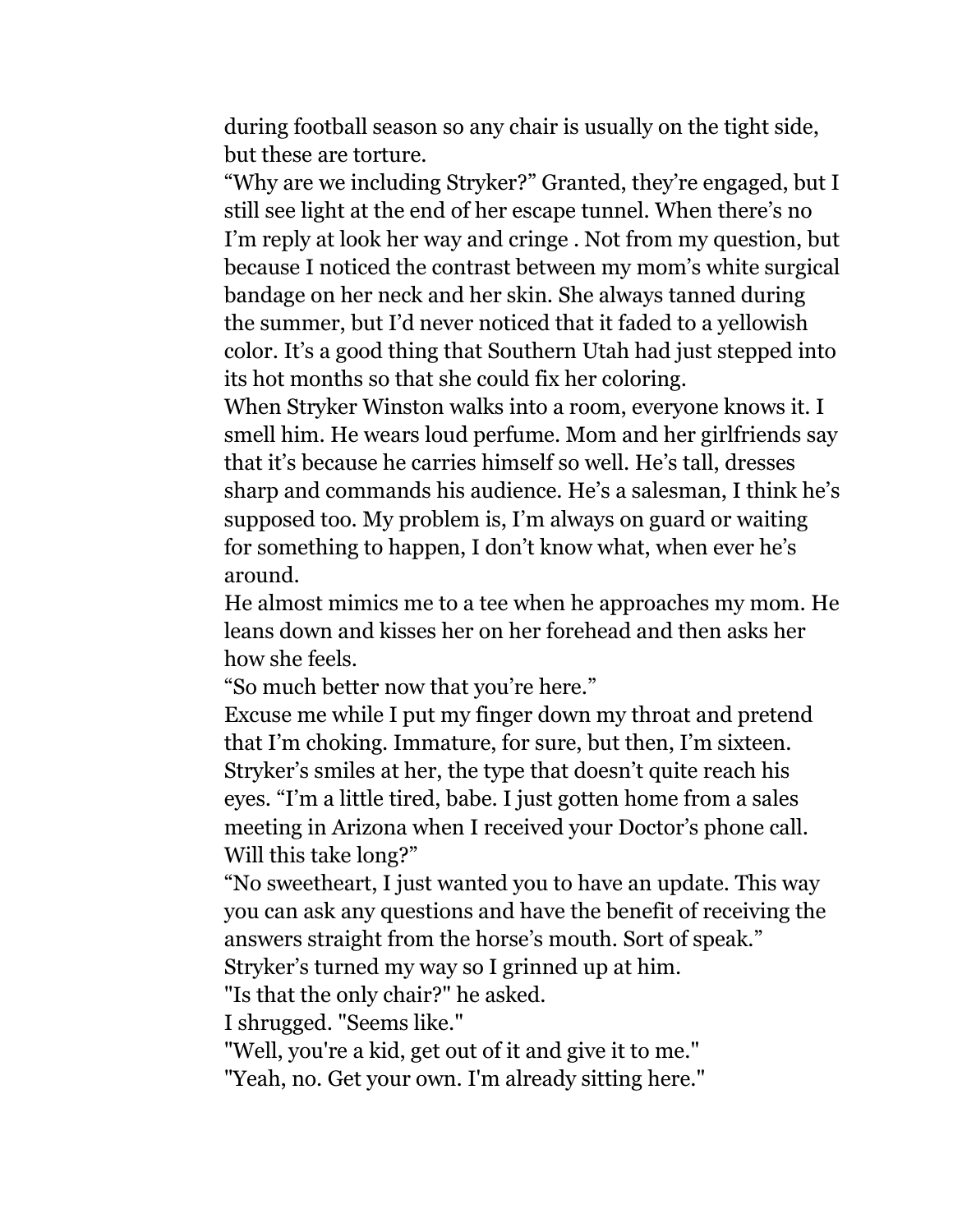during football season so any chair is usually on the tight side, but these are torture.

"Why are we including Stryker?" Granted, they're engaged, but I still see light at the end of her escape tunnel. When there's no I'm reply at look her way and cringe . Not from my question, but because I noticed the contrast between my mom's white surgical bandage on her neck and her skin. She always tanned during the summer, but I'd never noticed that it faded to a yellowish color. It's a good thing that Southern Utah had just stepped into its hot months so that she could fix her coloring.

When Stryker Winston walks into a room, everyone knows it. I smell him. He wears loud perfume. Mom and her girlfriends say that it's because he carries himself so well. He's tall, dresses sharp and commands his audience. He's a salesman, I think he's supposed too. My problem is, I'm always on guard or waiting for something to happen, I don't know what, when ever he's around.

He almost mimics me to a tee when he approaches my mom. He leans down and kisses her on her forehead and then asks her how she feels.

"So much better now that you're here."

Excuse me while I put my finger down my throat and pretend that I'm choking. Immature, for sure, but then, I'm sixteen.

Stryker's smiles at her, the type that doesn't quite reach his eyes. "I'm a little tired, babe. I just gotten home from a sales meeting in Arizona when I received your Doctor's phone call. Will this take long?"

"No sweetheart, I just wanted you to have an update. This way you can ask any questions and have the benefit of receiving the answers straight from the horse's mouth. Sort of speak."

Stryker's turned my way so I grinned up at him.

"Is that the only chair?" he asked.

I shrugged. "Seems like."

"Well, you're a kid, get out of it and give it to me."

"Yeah, no. Get your own. I'm already sitting here."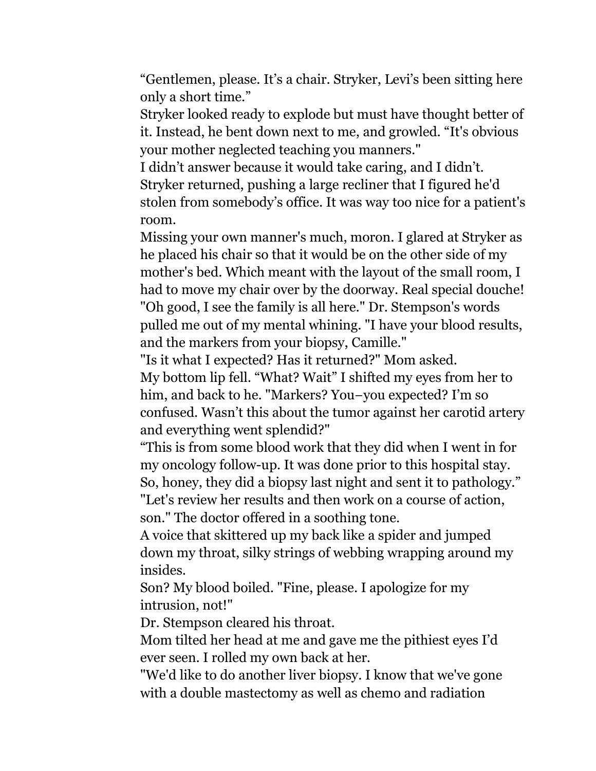“Gentlemen, please. It’s a chair. Stryker, Levi’s been sitting here only a short time.”

Stryker looked ready to explode but must have thought better of it. Instead, he bent down next to me, and growled. “It's obvious your mother neglected teaching you manners."

I didn’t answer because it would take caring, and I didn’t.

Stryker returned, pushing a large recliner that I figured he'd stolen from somebody’s office. It was way too nice for a patient's room.

Missing your own manner's much, moron. I glared at Stryker as he placed his chair so that it would be on the other side of my mother's bed. Which meant with the layout of the small room, I had to move my chair over by the doorway. Real special douche!

"Oh good, I see the family is all here." Dr. Stempson's words pulled me out of my mental whining. "I have your blood results, and the markers from your biopsy, Camille."

"Is it what I expected? Has it returned?" Mom asked.

My bottom lip fell. “What? Wait” I shifted my eyes from her to him, and back to he. "Markers? You–you expected? I’m so confused. Wasn’t this about the tumor against her carotid artery and everything went splendid?"

“This is from some blood work that they did when I went in for my oncology follow-up. It was done prior to this hospital stay. So, honey, they did a biopsy last night and sent it to pathology.”

"Let's review her results and then work on a course of action, son." The doctor offered in a soothing tone.

A voice that skittered up my back like a spider and jumped down my throat, silky strings of webbing wrapping around my insides.

Son? My blood boiled. "Fine, please. I apologize for my intrusion, not!"

Dr. Stempson cleared his throat.

Mom tilted her head at me and gave me the pithiest eyes I’d ever seen. I rolled my own back at her.

"We'd like to do another liver biopsy. I know that we've gone with a double mastectomy as well as chemo and radiation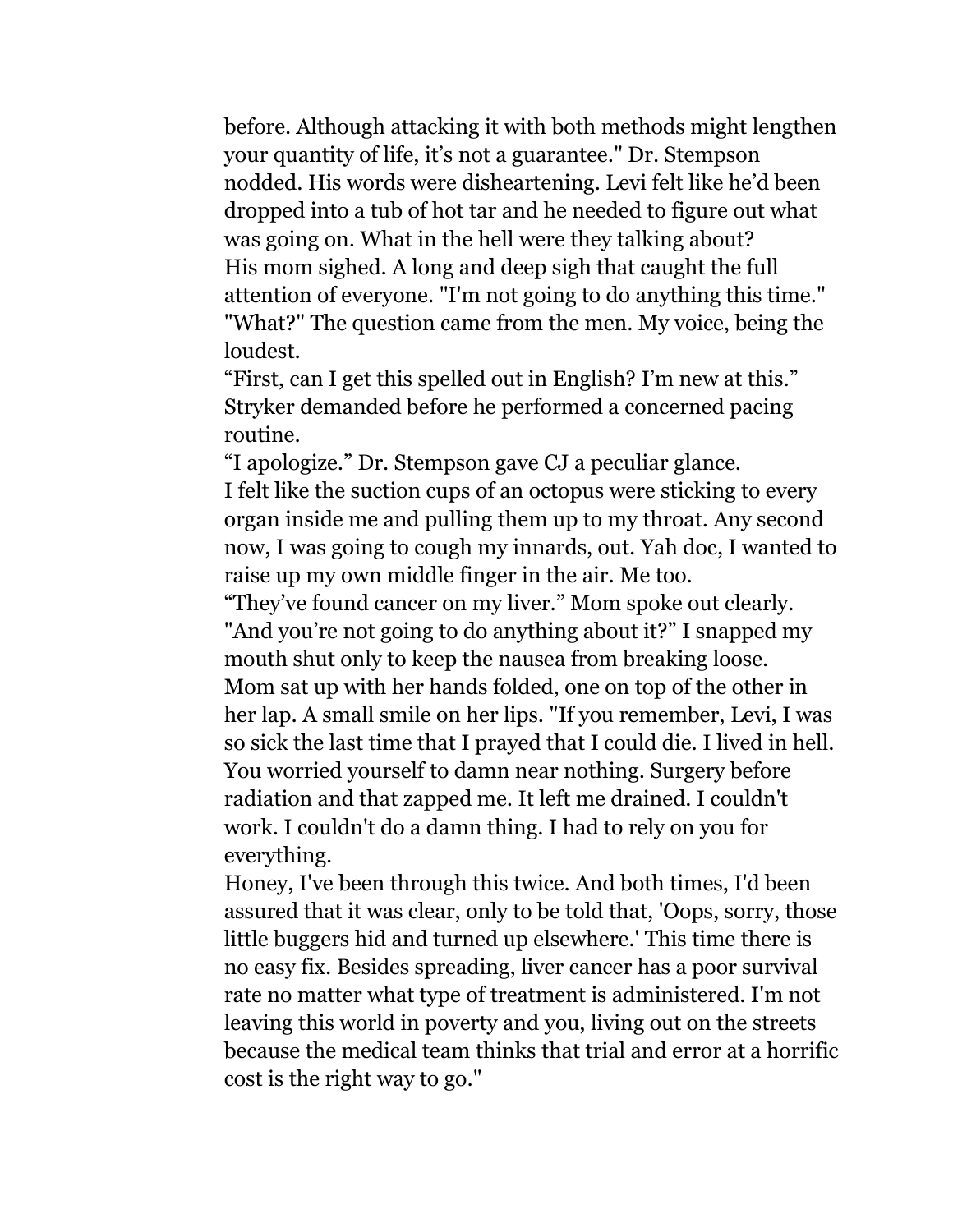before. Although attacking it with both methods might lengthen your quantity of life, it's not a guarantee." Dr. Stempson nodded. His words were disheartening. Levi felt like he'd been dropped into a tub of hot tar and he needed to figure out what was going on. What in the hell were they talking about?

His mom sighed. A long and deep sigh that caught the full attention of everyone. "I'm not going to do anything this time."

"What?" The question came from the men. My voice, being the loudest.

"First, can I get this spelled out in English? I'm new at this." Stryker demanded before he performed a concerned pacing routine.

"I apologize." Dr. Stempson gave CJ a peculiar glance.

I felt like the suction cups of an octopus were sticking to every organ inside me and pulling them up to my throat. Any second now, I was going to cough my innards, out. Yah doc, I wanted to raise up my own middle finger in the air. Me too.

"They've found cancer on my liver." Mom spoke out clearly.

"And you're not going to do anything about it?" I snapped my mouth shut only to keep the nausea from breaking loose.

Mom sat up with her hands folded, one on top of the other in her lap. A small smile on her lips. "If you remember, Levi, I was so sick the last time that I prayed that I could die. I lived in hell. You worried yourself to damn near nothing. Surgery before radiation and that zapped me. It left me drained. I couldn't work. I couldn't do a damn thing. I had to rely on you for everything.

Honey, I've been through this twice. And both times, I'd been assured that it was clear, only to be told that, 'Oops, sorry, those little buggers hid and turned up elsewhere.' This time there is no easy fix. Besides spreading, liver cancer has a poor survival rate no matter what type of treatment is administered. I'm not leaving this world in poverty and you, living out on the streets because the medical team thinks that trial and error at a horrific cost is the right way to go."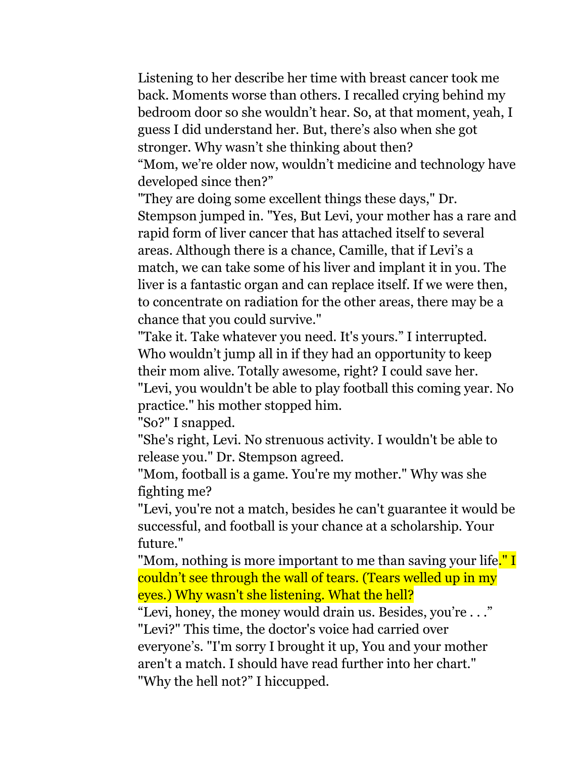Listening to her describe her time with breast cancer took me back. Moments worse than others. I recalled crying behind my bedroom door so she wouldn't hear. So, at that moment, yeah, I guess I did understand her. But, there's also when she got stronger. Why wasn't she thinking about then?

"Mom, we're older now, wouldn't medicine and technology have developed since then?"

"They are doing some excellent things these days," Dr. Stempson jumped in. "Yes, But Levi, your mother has a rare and rapid form of liver cancer that has attached itself to several areas. Although there is a chance, Camille, that if Levi's a match, we can take some of his liver and implant it in you. The liver is a fantastic organ and can replace itself. If we were then, to concentrate on radiation for the other areas, there may be a chance that you could survive."

"Take it. Take whatever you need. It's yours." I interrupted. Who wouldn't jump all in if they had an opportunity to keep their mom alive. Totally awesome, right? I could save her.

"Levi, you wouldn't be able to play football this coming year. No practice." his mother stopped him.

"So?" I snapped.

"She's right, Levi. No strenuous activity. I wouldn't be able to release you." Dr. Stempson agreed.

"Mom, football is a game. You're my mother." Why was she fighting me?

"Levi, you're not a match, besides he can't guarantee it would be successful, and football is your chance at a scholarship. Your future."

"Mom, nothing is more important to me than saving your life." I couldn't see through the wall of tears. (Tears welled up in my eyes.) Why wasn't she listening. What the hell?

"Levi, honey, the money would drain us. Besides, you're . . ."

"Levi?" This time, the doctor's voice had carried over everyone's. "I'm sorry I brought it up, You and your mother aren't a match. I should have read further into her chart."

"Why the hell not?" I hiccupped.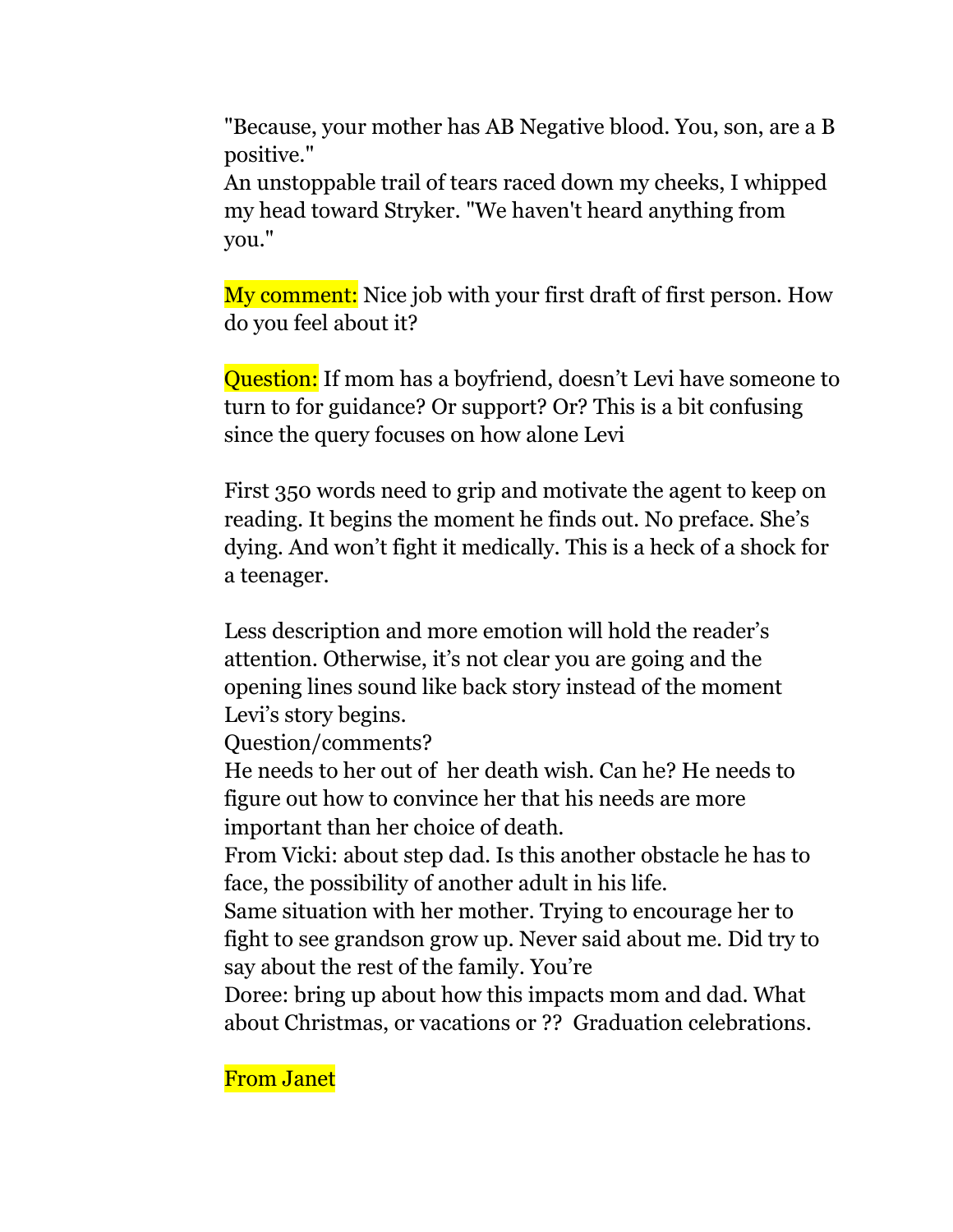"Because, your mother has AB Negative blood. You, son, are a B positive."
An unstoppable trail of tears raced down my cheeks, I whipped my head toward Stryker. "We haven't heard anything from you."

My comment: Nice job with your first draft of first person. How do you feel about it?

Question: If mom has a boyfriend, doesn't Levi have someone to turn to for guidance? Or support? Or? This is a bit confusing since the query focuses on how alone Levi

First 350 words need to grip and motivate the agent to keep on reading. It begins the moment he finds out. No preface. She's dying. And won't fight it medically. This is a heck of a shock for a teenager.

Less description and more emotion will hold the reader's attention. Otherwise, it's not clear you are going and the opening lines sound like back story instead of the moment Levi's story begins.
Question/comments?
He needs to her out of her death wish. Can he? He needs to figure out how to convince her that his needs are more important than her choice of death.
From Vicki: about step dad. Is this another obstacle he has to face, the possibility of another adult in his life.
Same situation with her mother. Trying to encourage her to fight to see grandson grow up. Never said about me. Did try to say about the rest of the family. You're
Doree: bring up about how this impacts mom and dad. What about Christmas, or vacations or ?? Graduation celebrations.

From Janet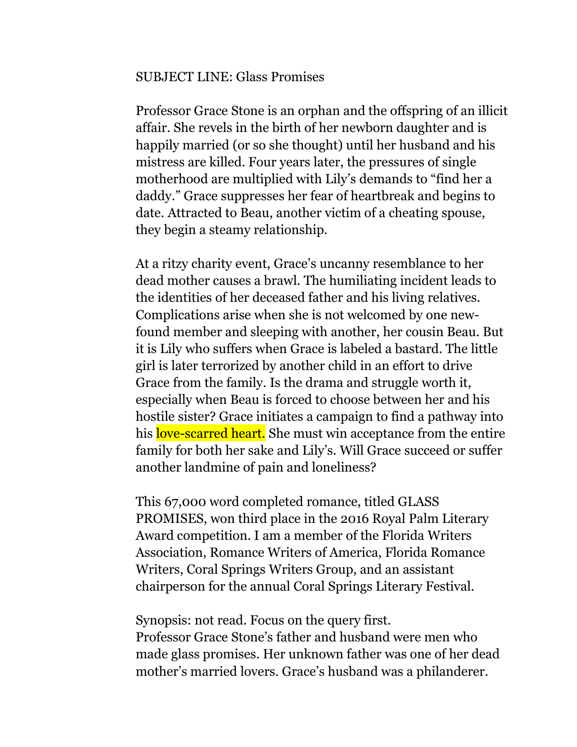SUBJECT LINE: Glass Promises

Professor Grace Stone is an orphan and the offspring of an illicit affair. She revels in the birth of her newborn daughter and is happily married (or so she thought) until her husband and his mistress are killed. Four years later, the pressures of single motherhood are multiplied with Lily's demands to "find her a daddy." Grace suppresses her fear of heartbreak and begins to date. Attracted to Beau, another victim of a cheating spouse, they begin a steamy relationship.

At a ritzy charity event, Grace's uncanny resemblance to her dead mother causes a brawl. The humiliating incident leads to the identities of her deceased father and his living relatives. Complications arise when she is not welcomed by one new-found member and sleeping with another, her cousin Beau. But it is Lily who suffers when Grace is labeled a bastard. The little girl is later terrorized by another child in an effort to drive Grace from the family. Is the drama and struggle worth it, especially when Beau is forced to choose between her and his hostile sister? Grace initiates a campaign to find a pathway into his love-scarred heart. She must win acceptance from the entire family for both her sake and Lily's. Will Grace succeed or suffer another landmine of pain and loneliness?

This 67,000 word completed romance, titled GLASS PROMISES, won third place in the 2016 Royal Palm Literary Award competition. I am a member of the Florida Writers Association, Romance Writers of America, Florida Romance Writers, Coral Springs Writers Group, and an assistant chairperson for the annual Coral Springs Literary Festival.

Synopsis: not read. Focus on the query first.
Professor Grace Stone's father and husband were men who made glass promises. Her unknown father was one of her dead mother's married lovers. Grace's husband was a philanderer.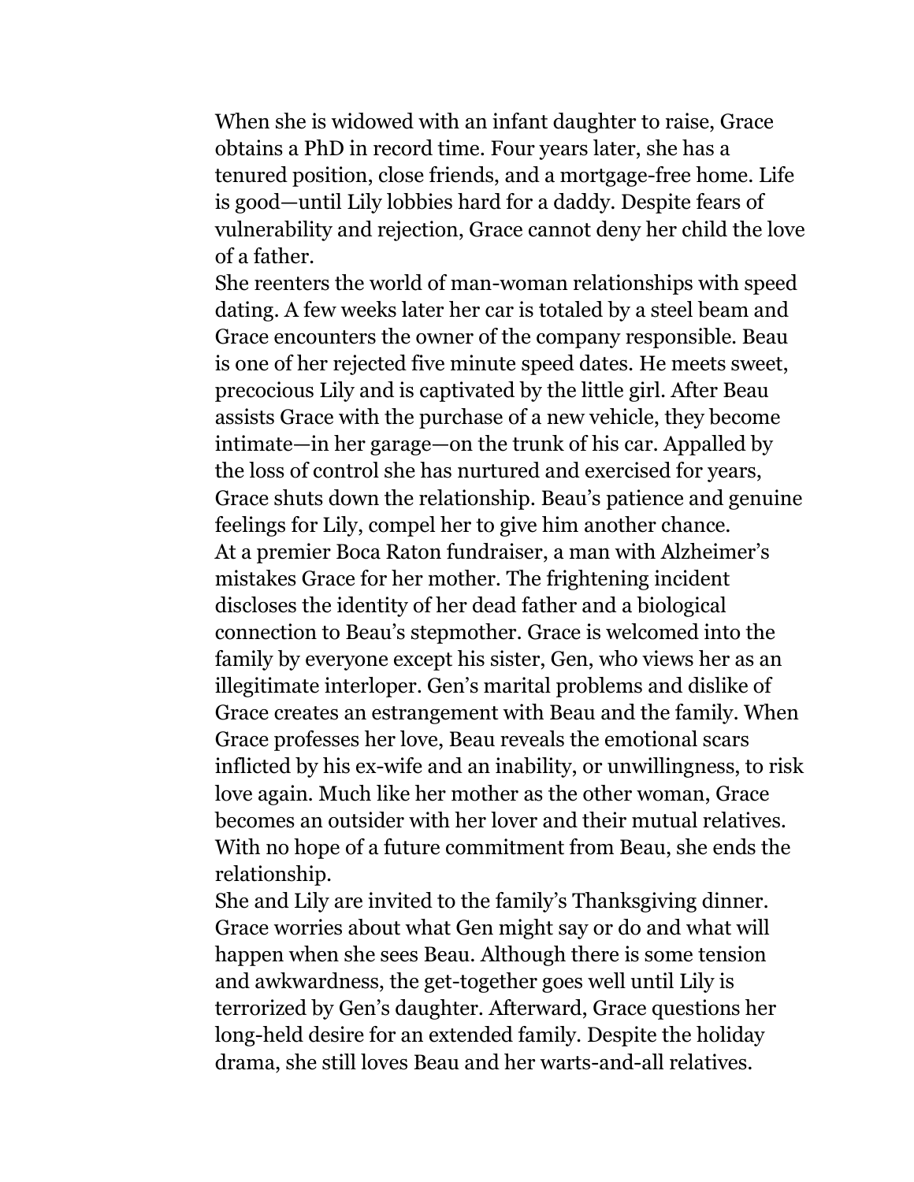When she is widowed with an infant daughter to raise, Grace obtains a PhD in record time. Four years later, she has a tenured position, close friends, and a mortgage-free home. Life is good—until Lily lobbies hard for a daddy. Despite fears of vulnerability and rejection, Grace cannot deny her child the love of a father.

She reenters the world of man-woman relationships with speed dating. A few weeks later her car is totaled by a steel beam and Grace encounters the owner of the company responsible. Beau is one of her rejected five minute speed dates. He meets sweet, precocious Lily and is captivated by the little girl. After Beau assists Grace with the purchase of a new vehicle, they become intimate—in her garage—on the trunk of his car. Appalled by the loss of control she has nurtured and exercised for years, Grace shuts down the relationship. Beau's patience and genuine feelings for Lily, compel her to give him another chance.

At a premier Boca Raton fundraiser, a man with Alzheimer's mistakes Grace for her mother. The frightening incident discloses the identity of her dead father and a biological connection to Beau's stepmother. Grace is welcomed into the family by everyone except his sister, Gen, who views her as an illegitimate interloper. Gen's marital problems and dislike of Grace creates an estrangement with Beau and the family. When Grace professes her love, Beau reveals the emotional scars inflicted by his ex-wife and an inability, or unwillingness, to risk love again. Much like her mother as the other woman, Grace becomes an outsider with her lover and their mutual relatives. With no hope of a future commitment from Beau, she ends the relationship.

She and Lily are invited to the family's Thanksgiving dinner. Grace worries about what Gen might say or do and what will happen when she sees Beau. Although there is some tension and awkwardness, the get-together goes well until Lily is terrorized by Gen's daughter. Afterward, Grace questions her long-held desire for an extended family. Despite the holiday drama, she still loves Beau and her warts-and-all relatives.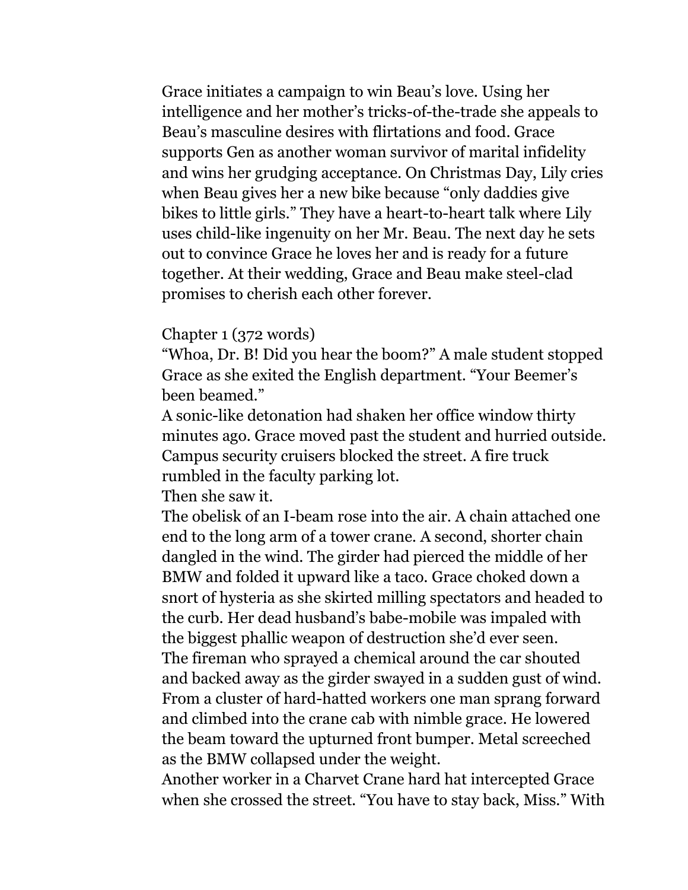Grace initiates a campaign to win Beau's love. Using her intelligence and her mother's tricks-of-the-trade she appeals to Beau's masculine desires with flirtations and food. Grace supports Gen as another woman survivor of marital infidelity and wins her grudging acceptance. On Christmas Day, Lily cries when Beau gives her a new bike because "only daddies give bikes to little girls." They have a heart-to-heart talk where Lily uses child-like ingenuity on her Mr. Beau. The next day he sets out to convince Grace he loves her and is ready for a future together. At their wedding, Grace and Beau make steel-clad promises to cherish each other forever.

Chapter 1 (372 words)

"Whoa, Dr. B! Did you hear the boom?" A male student stopped Grace as she exited the English department. "Your Beemer's been beamed."

A sonic-like detonation had shaken her office window thirty minutes ago. Grace moved past the student and hurried outside. Campus security cruisers blocked the street. A fire truck rumbled in the faculty parking lot.

Then she saw it.

The obelisk of an I-beam rose into the air. A chain attached one end to the long arm of a tower crane. A second, shorter chain dangled in the wind. The girder had pierced the middle of her BMW and folded it upward like a taco. Grace choked down a snort of hysteria as she skirted milling spectators and headed to the curb. Her dead husband's babe-mobile was impaled with the biggest phallic weapon of destruction she'd ever seen.

The fireman who sprayed a chemical around the car shouted and backed away as the girder swayed in a sudden gust of wind. From a cluster of hard-hatted workers one man sprang forward and climbed into the crane cab with nimble grace. He lowered the beam toward the upturned front bumper. Metal screeched as the BMW collapsed under the weight.

Another worker in a Charvet Crane hard hat intercepted Grace when she crossed the street. "You have to stay back, Miss." With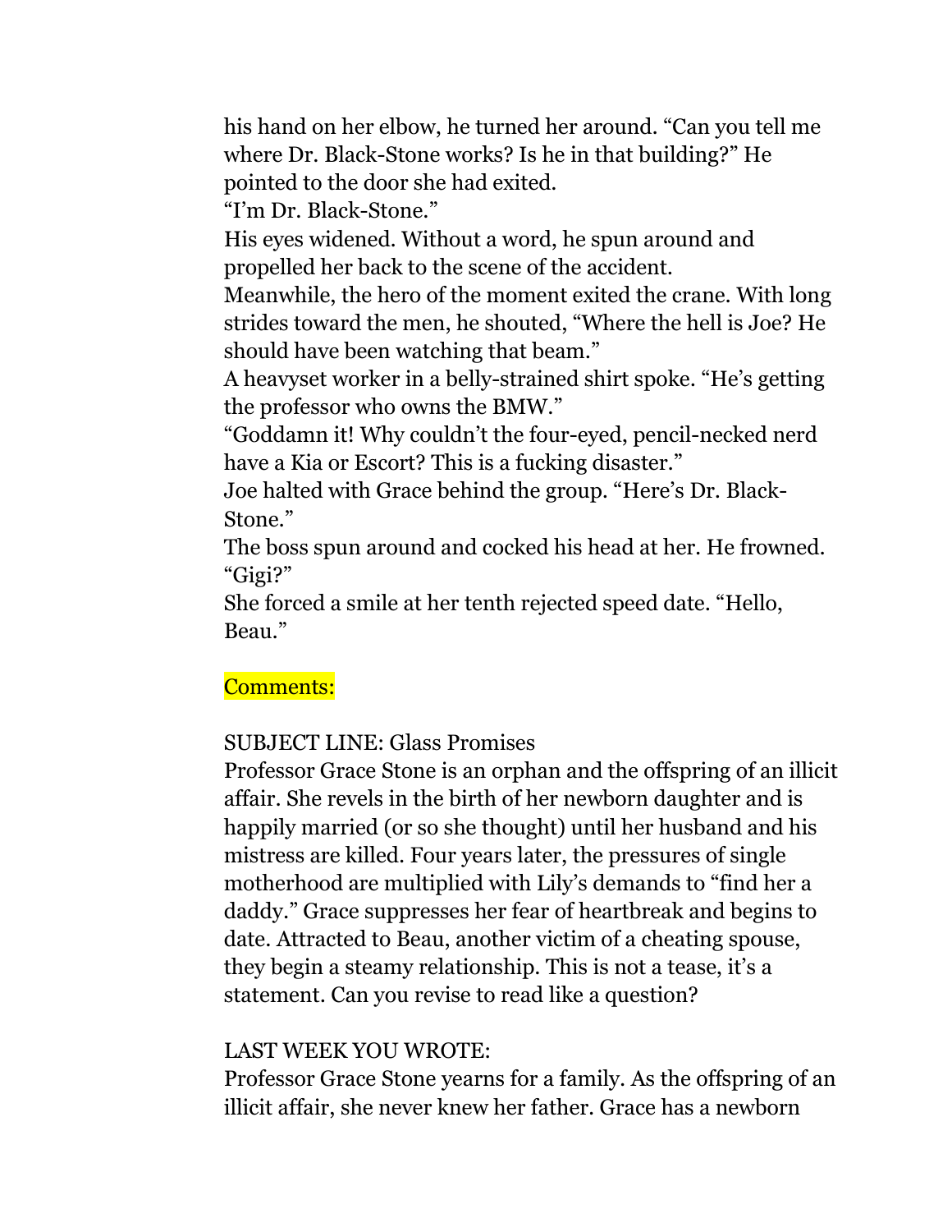his hand on her elbow, he turned her around. "Can you tell me where Dr. Black-Stone works? Is he in that building?" He pointed to the door she had exited.

"I'm Dr. Black-Stone."

His eyes widened. Without a word, he spun around and propelled her back to the scene of the accident.

Meanwhile, the hero of the moment exited the crane. With long strides toward the men, he shouted, "Where the hell is Joe? He should have been watching that beam."

A heavyset worker in a belly-strained shirt spoke. "He's getting the professor who owns the BMW."

"Goddamn it! Why couldn't the four-eyed, pencil-necked nerd have a Kia or Escort? This is a fucking disaster."

Joe halted with Grace behind the group. "Here's Dr. Black-Stone."

The boss spun around and cocked his head at her. He frowned. "Gigi?"

She forced a smile at her tenth rejected speed date. "Hello, Beau."

Comments:

SUBJECT LINE: Glass Promises

Professor Grace Stone is an orphan and the offspring of an illicit affair. She revels in the birth of her newborn daughter and is happily married (or so she thought) until her husband and his mistress are killed. Four years later, the pressures of single motherhood are multiplied with Lily's demands to "find her a daddy." Grace suppresses her fear of heartbreak and begins to date. Attracted to Beau, another victim of a cheating spouse, they begin a steamy relationship. This is not a tease, it's a statement. Can you revise to read like a question?

LAST WEEK YOU WROTE:

Professor Grace Stone yearns for a family. As the offspring of an illicit affair, she never knew her father. Grace has a newborn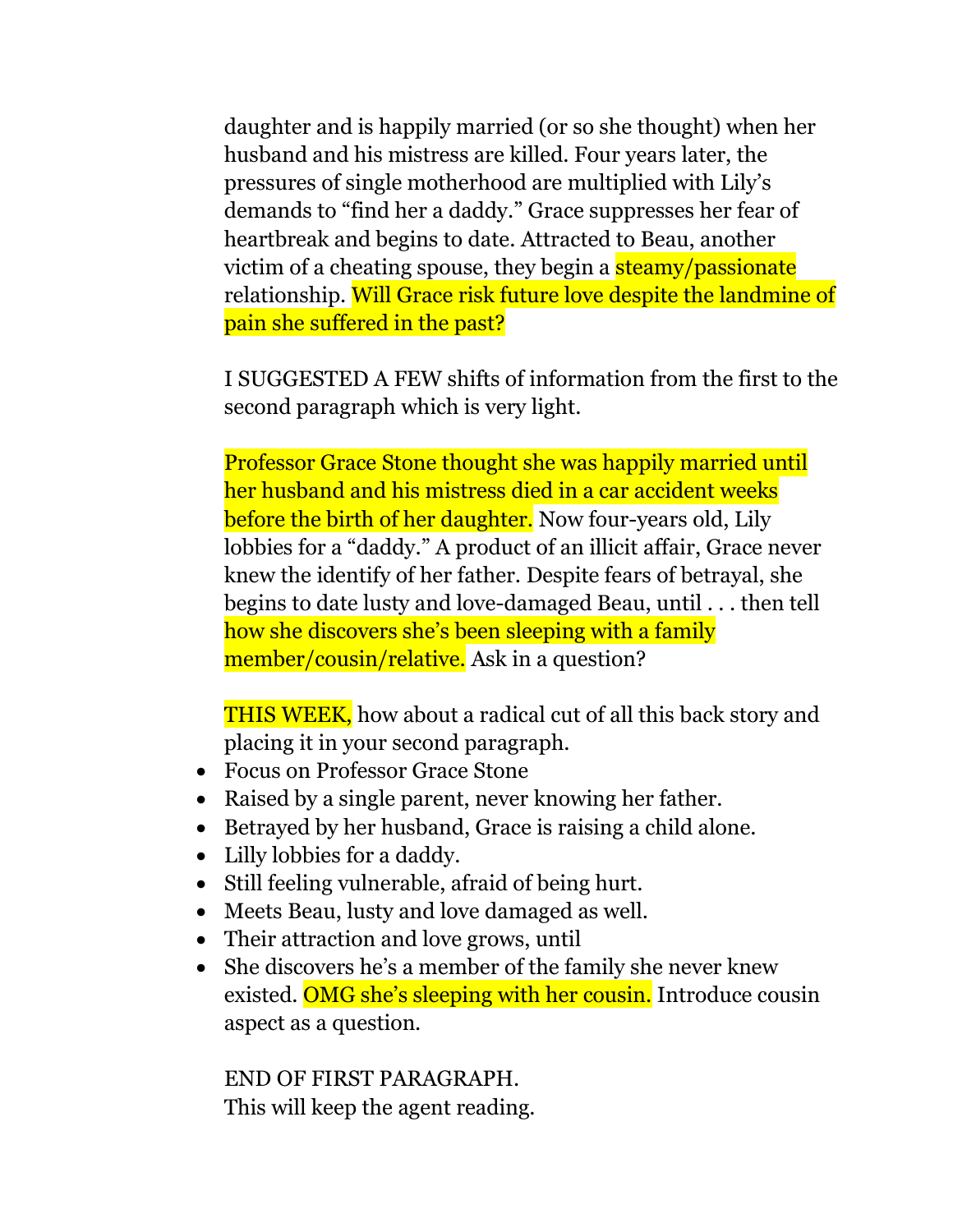daughter and is happily married (or so she thought) when her husband and his mistress are killed. Four years later, the pressures of single motherhood are multiplied with Lily's demands to "find her a daddy." Grace suppresses her fear of heartbreak and begins to date. Attracted to Beau, another victim of a cheating spouse, they begin a steamy/passionate relationship. Will Grace risk future love despite the landmine of pain she suffered in the past?

I SUGGESTED A FEW shifts of information from the first to the second paragraph which is very light.

Professor Grace Stone thought she was happily married until her husband and his mistress died in a car accident weeks before the birth of her daughter. Now four-years old, Lily lobbies for a "daddy." A product of an illicit affair, Grace never knew the identify of her father. Despite fears of betrayal, she begins to date lusty and love-damaged Beau, until . . . then tell how she discovers she's been sleeping with a family member/cousin/relative. Ask in a question?

THIS WEEK, how about a radical cut of all this back story and placing it in your second paragraph.

- Focus on Professor Grace Stone
- Raised by a single parent, never knowing her father.
- Betrayed by her husband, Grace is raising a child alone.
- Lilly lobbies for a daddy.
- Still feeling vulnerable, afraid of being hurt.
- Meets Beau, lusty and love damaged as well.
- Their attraction and love grows, until
- She discovers he's a member of the family she never knew existed. OMG she's sleeping with her cousin. Introduce cousin aspect as a question.

END OF FIRST PARAGRAPH.
This will keep the agent reading.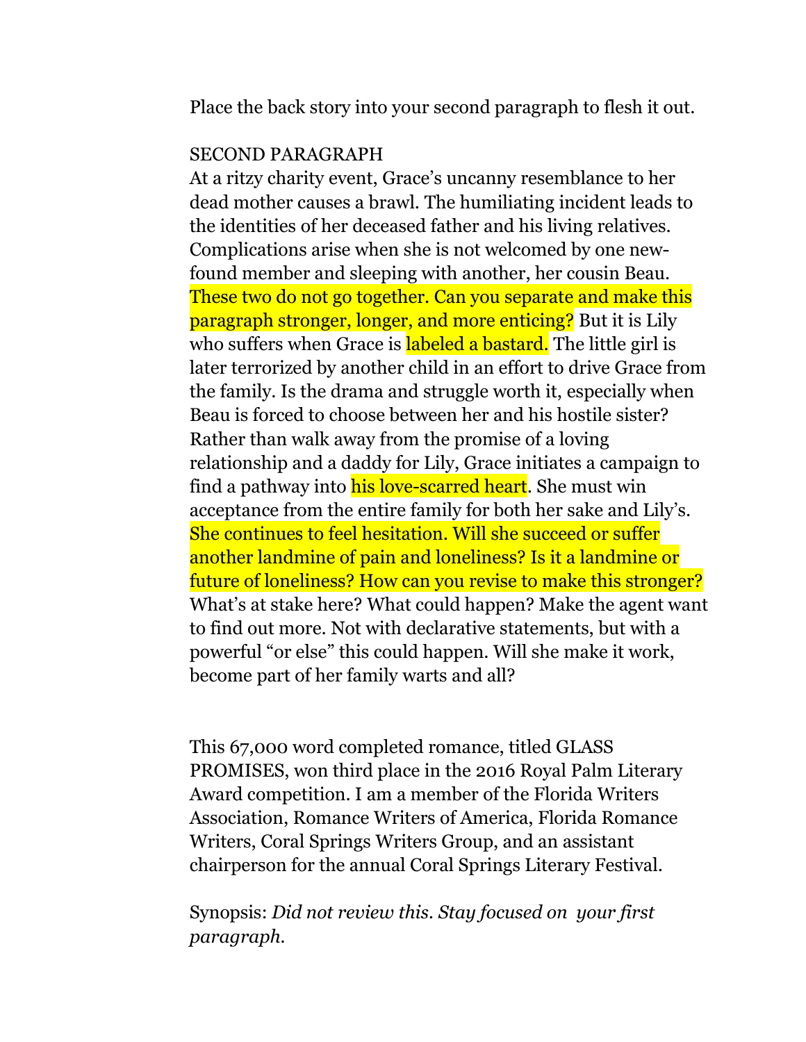Place the back story into your second paragraph to flesh it out.

SECOND PARAGRAPH

At a ritzy charity event, Grace's uncanny resemblance to her dead mother causes a brawl. The humiliating incident leads to the identities of her deceased father and his living relatives. Complications arise when she is not welcomed by one new-found member and sleeping with another, her cousin Beau. These two do not go together. Can you separate and make this paragraph stronger, longer, and more enticing? But it is Lily who suffers when Grace is labeled a bastard. The little girl is later terrorized by another child in an effort to drive Grace from the family. Is the drama and struggle worth it, especially when Beau is forced to choose between her and his hostile sister? Rather than walk away from the promise of a loving relationship and a daddy for Lily, Grace initiates a campaign to find a pathway into his love-scarred heart. She must win acceptance from the entire family for both her sake and Lily's. She continues to feel hesitation. Will she succeed or suffer another landmine of pain and loneliness? Is it a landmine or future of loneliness? How can you revise to make this stronger? What's at stake here? What could happen? Make the agent want to find out more. Not with declarative statements, but with a powerful "or else" this could happen. Will she make it work, become part of her family warts and all?

This 67,000 word completed romance, titled GLASS PROMISES, won third place in the 2016 Royal Palm Literary Award competition. I am a member of the Florida Writers Association, Romance Writers of America, Florida Romance Writers, Coral Springs Writers Group, and an assistant chairperson for the annual Coral Springs Literary Festival.

Synopsis: *Did not review this. Stay focused on your first paragraph.*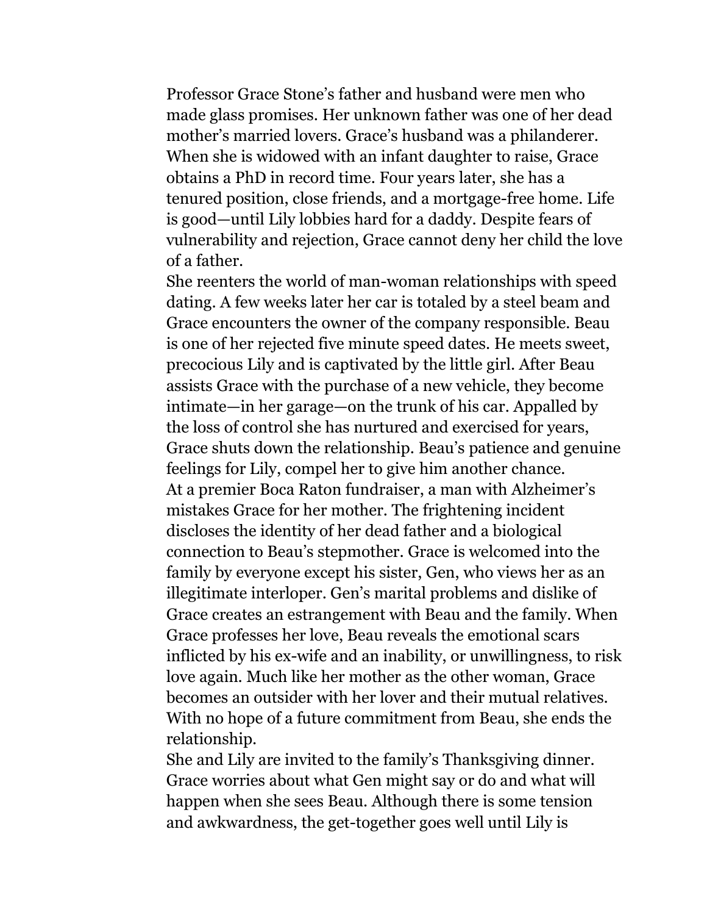Professor Grace Stone's father and husband were men who made glass promises. Her unknown father was one of her dead mother's married lovers. Grace's husband was a philanderer. When she is widowed with an infant daughter to raise, Grace obtains a PhD in record time. Four years later, she has a tenured position, close friends, and a mortgage-free home. Life is good—until Lily lobbies hard for a daddy. Despite fears of vulnerability and rejection, Grace cannot deny her child the love of a father.

She reenters the world of man-woman relationships with speed dating. A few weeks later her car is totaled by a steel beam and Grace encounters the owner of the company responsible. Beau is one of her rejected five minute speed dates. He meets sweet, precocious Lily and is captivated by the little girl. After Beau assists Grace with the purchase of a new vehicle, they become intimate—in her garage—on the trunk of his car. Appalled by the loss of control she has nurtured and exercised for years, Grace shuts down the relationship. Beau's patience and genuine feelings for Lily, compel her to give him another chance.

At a premier Boca Raton fundraiser, a man with Alzheimer's mistakes Grace for her mother. The frightening incident discloses the identity of her dead father and a biological connection to Beau's stepmother. Grace is welcomed into the family by everyone except his sister, Gen, who views her as an illegitimate interloper. Gen's marital problems and dislike of Grace creates an estrangement with Beau and the family. When Grace professes her love, Beau reveals the emotional scars inflicted by his ex-wife and an inability, or unwillingness, to risk love again. Much like her mother as the other woman, Grace becomes an outsider with her lover and their mutual relatives. With no hope of a future commitment from Beau, she ends the relationship.

She and Lily are invited to the family's Thanksgiving dinner. Grace worries about what Gen might say or do and what will happen when she sees Beau. Although there is some tension and awkwardness, the get-together goes well until Lily is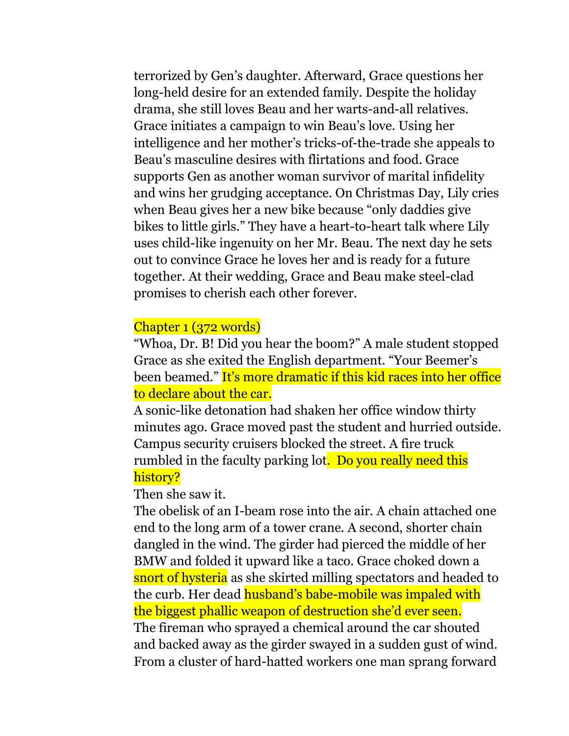terrorized by Gen's daughter. Afterward, Grace questions her long-held desire for an extended family. Despite the holiday drama, she still loves Beau and her warts-and-all relatives. Grace initiates a campaign to win Beau's love. Using her intelligence and her mother's tricks-of-the-trade she appeals to Beau's masculine desires with flirtations and food. Grace supports Gen as another woman survivor of marital infidelity and wins her grudging acceptance. On Christmas Day, Lily cries when Beau gives her a new bike because "only daddies give bikes to little girls." They have a heart-to-heart talk where Lily uses child-like ingenuity on her Mr. Beau. The next day he sets out to convince Grace he loves her and is ready for a future together. At their wedding, Grace and Beau make steel-clad promises to cherish each other forever.

Chapter 1 (372 words)

"Whoa, Dr. B! Did you hear the boom?" A male student stopped Grace as she exited the English department. "Your Beemer's been beamed." It's more dramatic if this kid races into her office to declare about the car.

A sonic-like detonation had shaken her office window thirty minutes ago. Grace moved past the student and hurried outside. Campus security cruisers blocked the street. A fire truck rumbled in the faculty parking lot. Do you really need this history?

Then she saw it.

The obelisk of an I-beam rose into the air. A chain attached one end to the long arm of a tower crane. A second, shorter chain dangled in the wind. The girder had pierced the middle of her BMW and folded it upward like a taco. Grace choked down a snort of hysteria as she skirted milling spectators and headed to the curb. Her dead husband's babe-mobile was impaled with the biggest phallic weapon of destruction she'd ever seen.

The fireman who sprayed a chemical around the car shouted and backed away as the girder swayed in a sudden gust of wind. From a cluster of hard-hatted workers one man sprang forward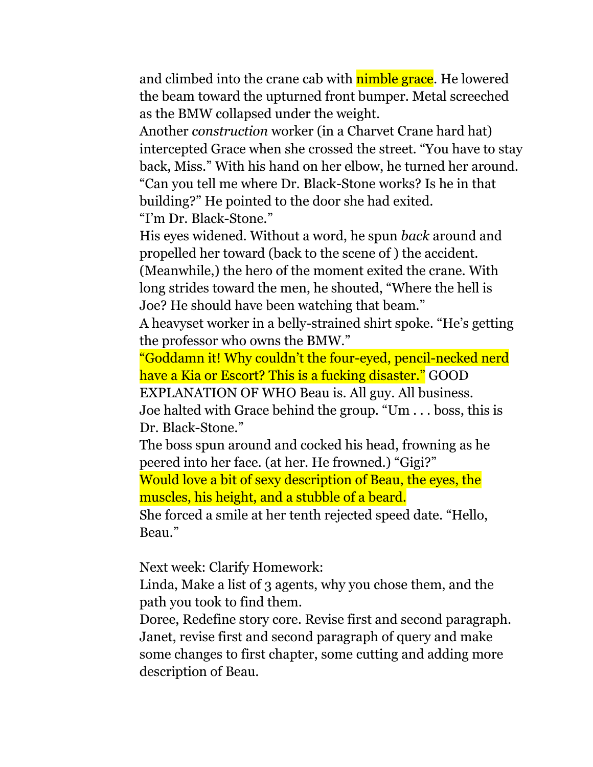and climbed into the crane cab with nimble grace. He lowered the beam toward the upturned front bumper. Metal screeched as the BMW collapsed under the weight.

Another *construction* worker (in a Charvet Crane hard hat) intercepted Grace when she crossed the street. "You have to stay back, Miss." With his hand on her elbow, he turned her around. "Can you tell me where Dr. Black-Stone works? Is he in that building?" He pointed to the door she had exited.

"I'm Dr. Black-Stone."

His eyes widened. Without a word, he spun *back* around and propelled her toward (back to the scene of ) the accident. (Meanwhile,) the hero of the moment exited the crane. With long strides toward the men, he shouted, "Where the hell is Joe? He should have been watching that beam."

A heavyset worker in a belly-strained shirt spoke. "He's getting the professor who owns the BMW."

"Goddamn it! Why couldn't the four-eyed, pencil-necked nerd have a Kia or Escort? This is a fucking disaster." GOOD EXPLANATION OF WHO Beau is. All guy. All business.

Joe halted with Grace behind the group. "Um . . . boss, this is Dr. Black-Stone."

The boss spun around and cocked his head, frowning as he peered into her face. (at her. He frowned.) "Gigi?"

Would love a bit of sexy description of Beau, the eyes, the muscles, his height, and a stubble of a beard.

She forced a smile at her tenth rejected speed date. "Hello, Beau."

Next week: Clarify Homework:

Linda, Make a list of 3 agents, why you chose them, and the path you took to find them.

Doree, Redefine story core. Revise first and second paragraph.

Janet, revise first and second paragraph of query and make some changes to first chapter, some cutting and adding more description of Beau.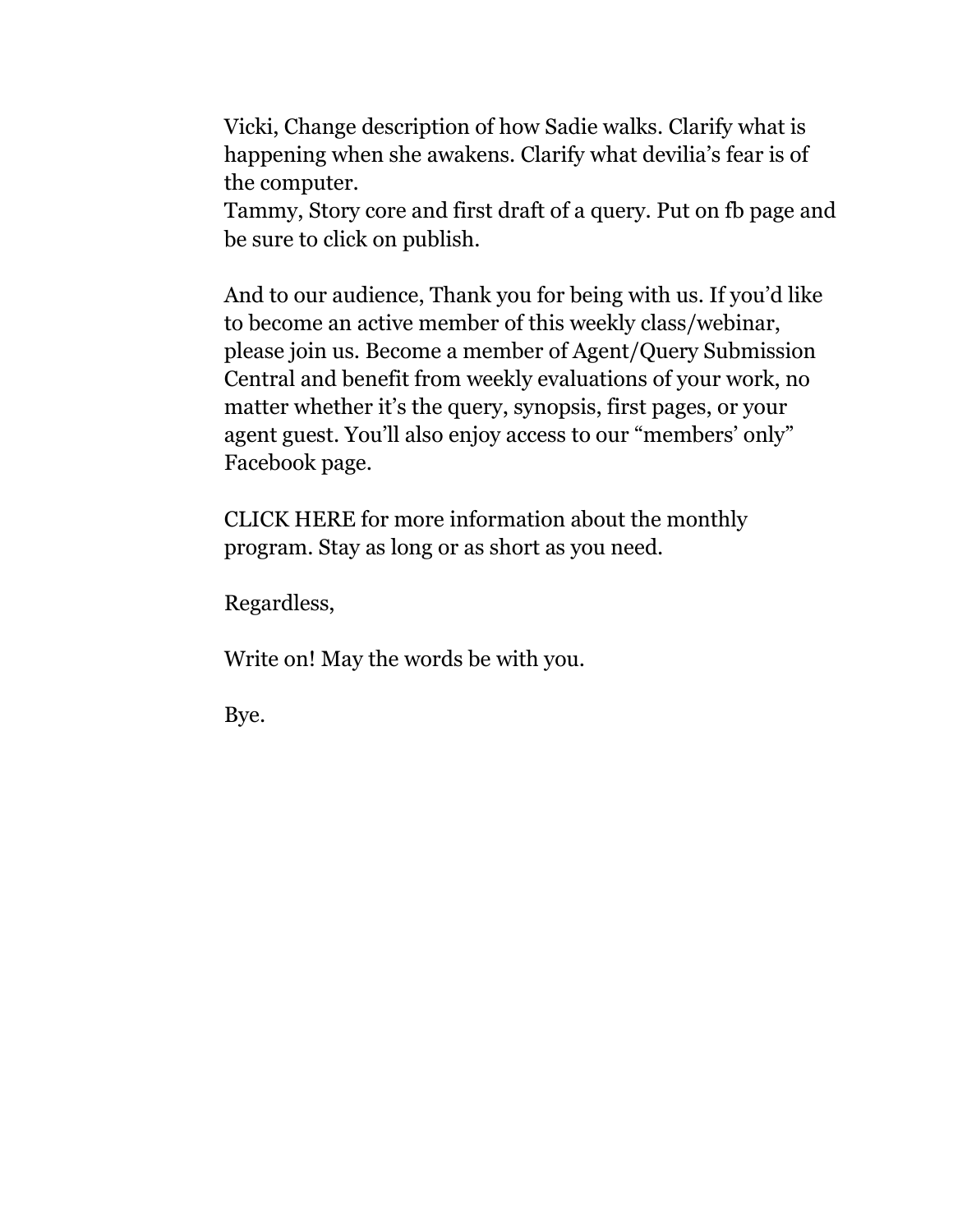Vicki, Change description of how Sadie walks. Clarify what is happening when she awakens. Clarify what devilia's fear is of the computer.
Tammy, Story core and first draft of a query. Put on fb page and be sure to click on publish.

And to our audience, Thank you for being with us. If you'd like to become an active member of this weekly class/webinar, please join us. Become a member of Agent/Query Submission Central and benefit from weekly evaluations of your work, no matter whether it's the query, synopsis, first pages, or your agent guest. You'll also enjoy access to our "members' only" Facebook page.

CLICK HERE for more information about the monthly program. Stay as long or as short as you need.

Regardless,

Write on! May the words be with you.

Bye.